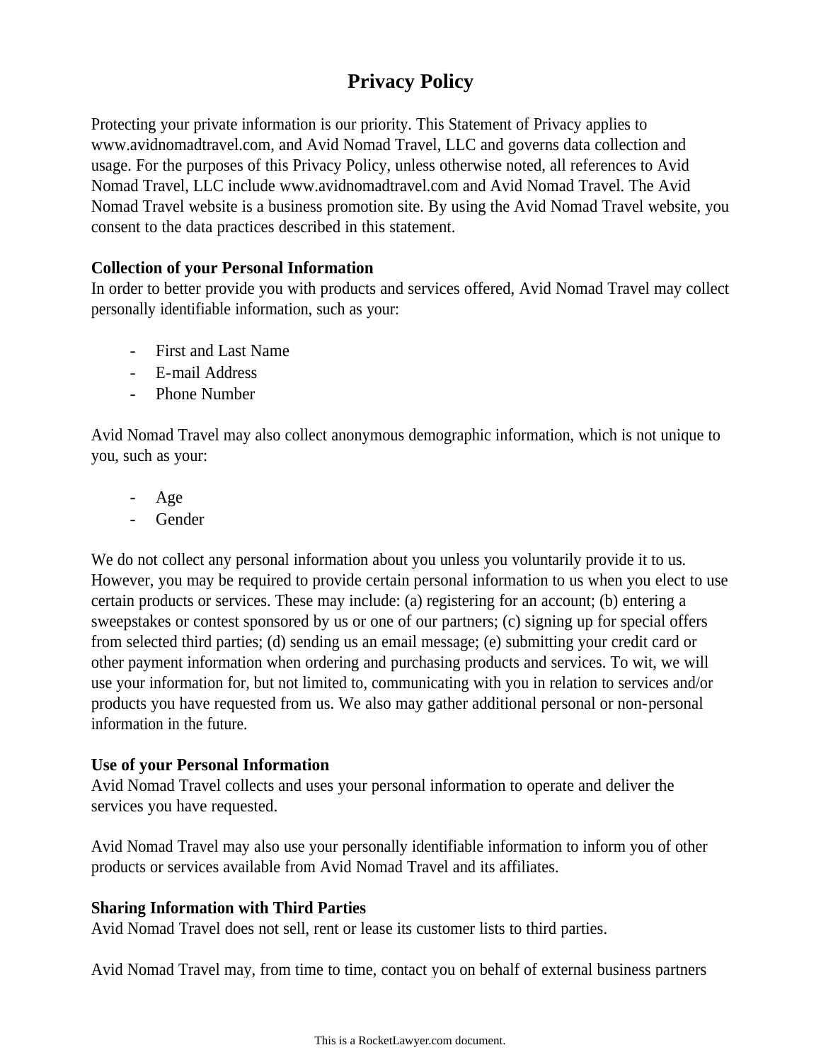# Privacy Policy

Protecting your private information is our priority. This Statement of Privacy applies to www.avidnomadtravel.com, and Avid Nomad Travel, LLC and governs data collection and usage. For the purposes of this Privacy Policy, unless otherwise noted, all references to Avid Nomad Travel, LLC include www.avidnomadtravel.com and Avid Nomad Travel. The Avid Nomad Travel website is a business promotion site. By using the Avid Nomad Travel website, you consent to the data practices described in this statement.

**Collection of your Personal Information**

In order to better provide you with products and services offered, Avid Nomad Travel may collect personally identifiable information, such as your:

- First and Last Name
- E-mail Address
- Phone Number

Avid Nomad Travel may also collect anonymous demographic information, which is not unique to you, such as your:

- Age
- Gender

We do not collect any personal information about you unless you voluntarily provide it to us. However, you may be required to provide certain personal information to us when you elect to use certain products or services. These may include: (a) registering for an account; (b) entering a sweepstakes or contest sponsored by us or one of our partners; (c) signing up for special offers from selected third parties; (d) sending us an email message; (e) submitting your credit card or other payment information when ordering and purchasing products and services. To wit, we will use your information for, but not limited to, communicating with you in relation to services and/or products you have requested from us. We also may gather additional personal or non-personal information in the future.

**Use of your Personal Information**

Avid Nomad Travel collects and uses your personal information to operate and deliver the services you have requested.

Avid Nomad Travel may also use your personally identifiable information to inform you of other products or services available from Avid Nomad Travel and its affiliates.

**Sharing Information with Third Parties**

Avid Nomad Travel does not sell, rent or lease its customer lists to third parties.

Avid Nomad Travel may, from time to time, contact you on behalf of external business partners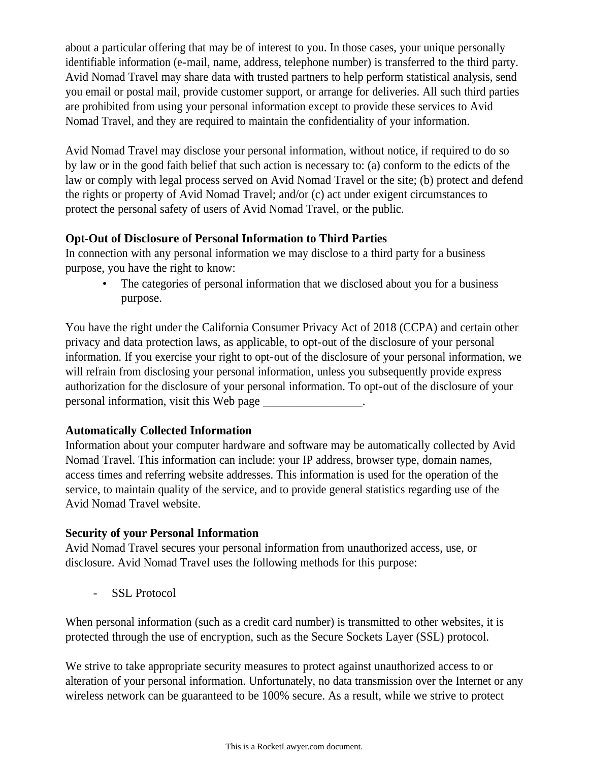about a particular offering that may be of interest to you. In those cases, your unique personally identifiable information (e-mail, name, address, telephone number) is transferred to the third party. Avid Nomad Travel may share data with trusted partners to help perform statistical analysis, send you email or postal mail, provide customer support, or arrange for deliveries. All such third parties are prohibited from using your personal information except to provide these services to Avid Nomad Travel, and they are required to maintain the confidentiality of your information.

Avid Nomad Travel may disclose your personal information, without notice, if required to do so by law or in the good faith belief that such action is necessary to: (a) conform to the edicts of the law or comply with legal process served on Avid Nomad Travel or the site; (b) protect and defend the rights or property of Avid Nomad Travel; and/or (c) act under exigent circumstances to protect the personal safety of users of Avid Nomad Travel, or the public.

**Opt-Out of Disclosure of Personal Information to Third Parties**

In connection with any personal information we may disclose to a third party for a business purpose, you have the right to know:

- The categories of personal information that we disclosed about you for a business purpose.

You have the right under the California Consumer Privacy Act of 2018 (CCPA) and certain other privacy and data protection laws, as applicable, to opt-out of the disclosure of your personal information. If you exercise your right to opt-out of the disclosure of your personal information, we will refrain from disclosing your personal information, unless you subsequently provide express authorization for the disclosure of your personal information. To opt-out of the disclosure of your personal information, visit this Web page _________________.

**Automatically Collected Information**

Information about your computer hardware and software may be automatically collected by Avid Nomad Travel. This information can include: your IP address, browser type, domain names, access times and referring website addresses. This information is used for the operation of the service, to maintain quality of the service, and to provide general statistics regarding use of the Avid Nomad Travel website.

**Security of your Personal Information**

Avid Nomad Travel secures your personal information from unauthorized access, use, or disclosure. Avid Nomad Travel uses the following methods for this purpose:

- SSL Protocol

When personal information (such as a credit card number) is transmitted to other websites, it is protected through the use of encryption, such as the Secure Sockets Layer (SSL) protocol.

We strive to take appropriate security measures to protect against unauthorized access to or alteration of your personal information. Unfortunately, no data transmission over the Internet or any wireless network can be guaranteed to be 100% secure. As a result, while we strive to protect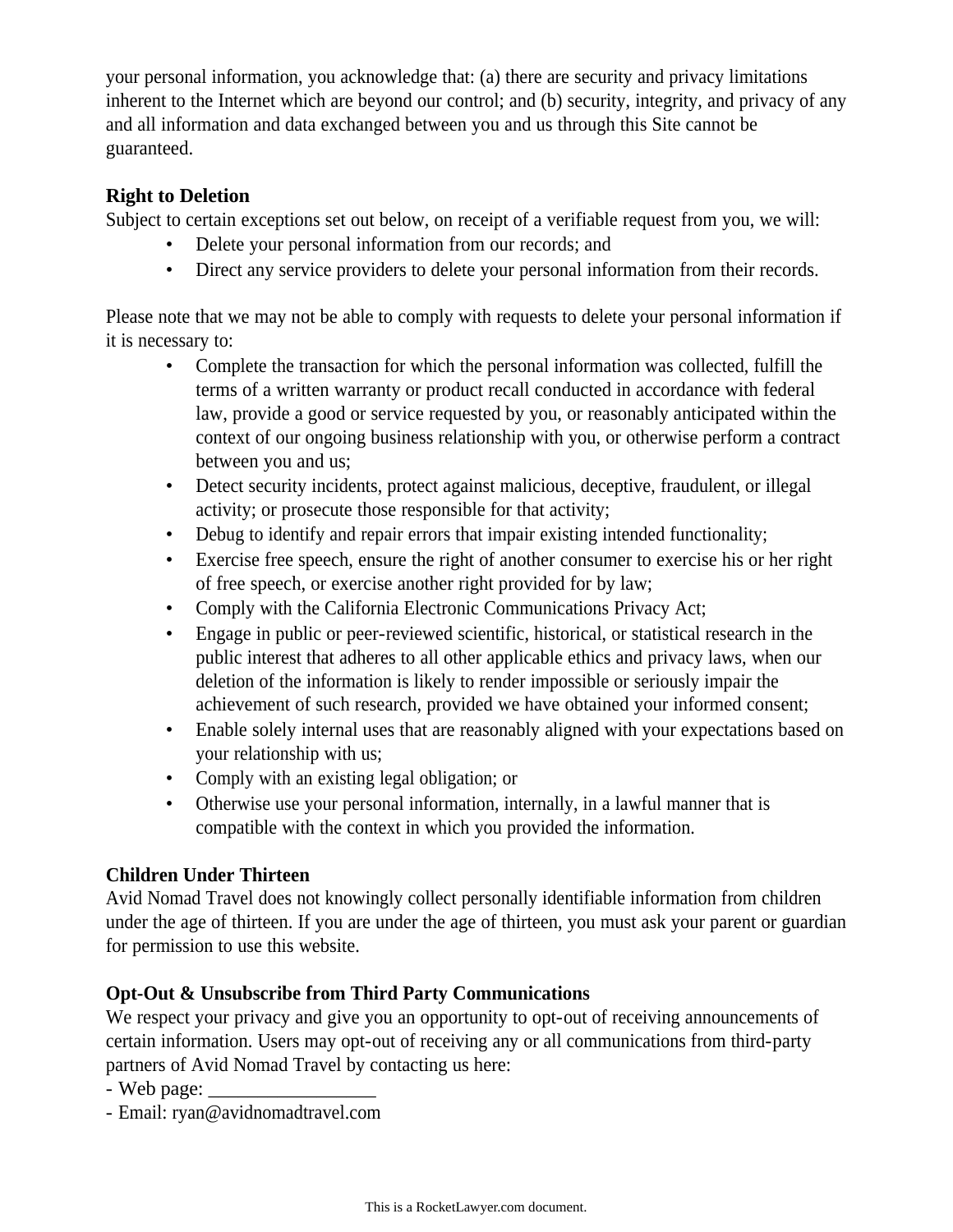your personal information, you acknowledge that: (a) there are security and privacy limitations inherent to the Internet which are beyond our control; and (b) security, integrity, and privacy of any and all information and data exchanged between you and us through this Site cannot be guaranteed.

**Right to Deletion**

Subject to certain exceptions set out below, on receipt of a verifiable request from you, we will:

- Delete your personal information from our records; and
- Direct any service providers to delete your personal information from their records.

Please note that we may not be able to comply with requests to delete your personal information if it is necessary to:

- Complete the transaction for which the personal information was collected, fulfill the terms of a written warranty or product recall conducted in accordance with federal law, provide a good or service requested by you, or reasonably anticipated within the context of our ongoing business relationship with you, or otherwise perform a contract between you and us;
- Detect security incidents, protect against malicious, deceptive, fraudulent, or illegal activity; or prosecute those responsible for that activity;
- Debug to identify and repair errors that impair existing intended functionality;
- Exercise free speech, ensure the right of another consumer to exercise his or her right of free speech, or exercise another right provided for by law;
- Comply with the California Electronic Communications Privacy Act;
- Engage in public or peer-reviewed scientific, historical, or statistical research in the public interest that adheres to all other applicable ethics and privacy laws, when our deletion of the information is likely to render impossible or seriously impair the achievement of such research, provided we have obtained your informed consent;
- Enable solely internal uses that are reasonably aligned with your expectations based on your relationship with us;
- Comply with an existing legal obligation; or
- Otherwise use your personal information, internally, in a lawful manner that is compatible with the context in which you provided the information.

**Children Under Thirteen**

Avid Nomad Travel does not knowingly collect personally identifiable information from children under the age of thirteen. If you are under the age of thirteen, you must ask your parent or guardian for permission to use this website.

**Opt-Out & Unsubscribe from Third Party Communications**

We respect your privacy and give you an opportunity to opt-out of receiving announcements of certain information. Users may opt-out of receiving any or all communications from third-party partners of Avid Nomad Travel by contacting us here:

- Web page: _________________
- Email: ryan@avidnomadtravel.com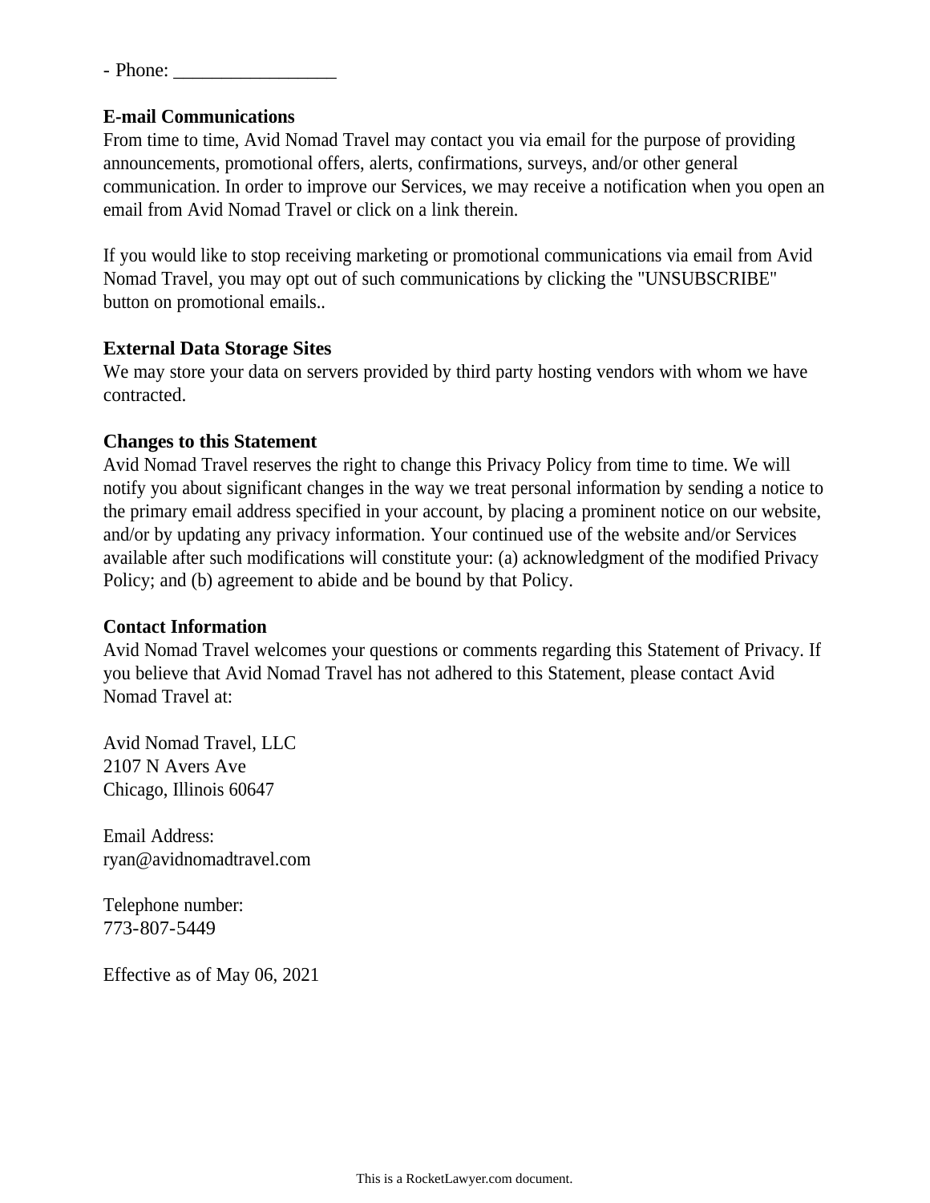- Phone: _________________

**E-mail Communications**
From time to time, Avid Nomad Travel may contact you via email for the purpose of providing announcements, promotional offers, alerts, confirmations, surveys, and/or other general communication. In order to improve our Services, we may receive a notification when you open an email from Avid Nomad Travel or click on a link therein.

If you would like to stop receiving marketing or promotional communications via email from Avid Nomad Travel, you may opt out of such communications by clicking the "UNSUBSCRIBE" button on promotional emails..

**External Data Storage Sites**
We may store your data on servers provided by third party hosting vendors with whom we have contracted.

**Changes to this Statement**
Avid Nomad Travel reserves the right to change this Privacy Policy from time to time. We will notify you about significant changes in the way we treat personal information by sending a notice to the primary email address specified in your account, by placing a prominent notice on our website, and/or by updating any privacy information. Your continued use of the website and/or Services available after such modifications will constitute your: (a) acknowledgment of the modified Privacy Policy; and (b) agreement to abide and be bound by that Policy.

**Contact Information**
Avid Nomad Travel welcomes your questions or comments regarding this Statement of Privacy. If you believe that Avid Nomad Travel has not adhered to this Statement, please contact Avid Nomad Travel at:

Avid Nomad Travel, LLC
2107 N Avers Ave
Chicago, Illinois 60647

Email Address:
ryan@avidnomadtravel.com

Telephone number:
773-807-5449

Effective as of May 06, 2021

This is a RocketLawyer.com document.